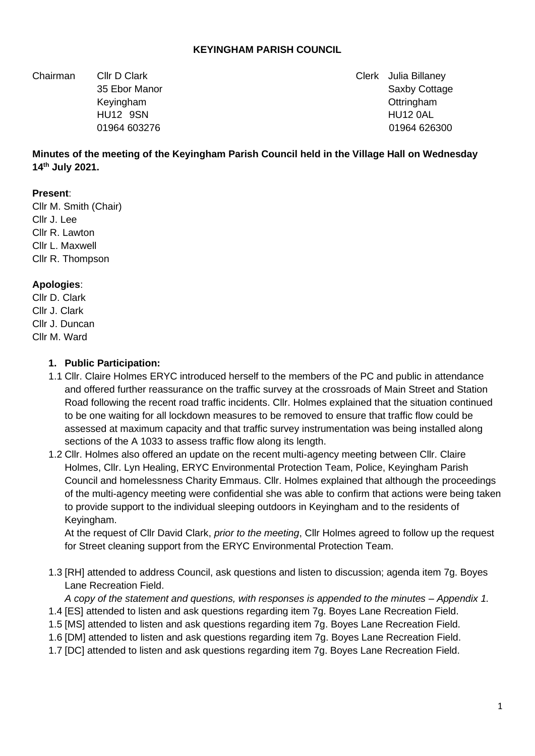**KEYINGHAM PARISH COUNCIL**

Chairman Cllr D Clark
35 Ebor Manor
Keyingham
HU12 9SN
01964 603276

Clerk Julia Billaney
Saxby Cottage
Ottringham
HU12 0AL
01964 626300

**Minutes of the meeting of the Keyingham Parish Council held in the Village Hall on Wednesday 14th July 2021.**

**Present**:
Cllr M. Smith (Chair)
Cllr J. Lee
Cllr R. Lawton
Cllr L. Maxwell
Cllr R. Thompson

**Apologies**:
Cllr D. Clark
Cllr J. Clark
Cllr J. Duncan
Cllr M. Ward

1. **Public Participation:**

1.1 Cllr. Claire Holmes ERYC introduced herself to the members of the PC and public in attendance and offered further reassurance on the traffic survey at the crossroads of Main Street and Station Road following the recent road traffic incidents. Cllr. Holmes explained that the situation continued to be one waiting for all lockdown measures to be removed to ensure that traffic flow could be assessed at maximum capacity and that traffic survey instrumentation was being installed along sections of the A 1033 to assess traffic flow along its length.

1.2 Cllr. Holmes also offered an update on the recent multi-agency meeting between Cllr. Claire Holmes, Cllr. Lyn Healing, ERYC Environmental Protection Team, Police, Keyingham Parish Council and homelessness Charity Emmaus. Cllr. Holmes explained that although the proceedings of the multi-agency meeting were confidential she was able to confirm that actions were being taken to provide support to the individual sleeping outdoors in Keyingham and to the residents of Keyingham.
At the request of Cllr David Clark, *prior to the meeting*, Cllr Holmes agreed to follow up the request for Street cleaning support from the ERYC Environmental Protection Team.

1.3 [RH] attended to address Council, ask questions and listen to discussion; agenda item 7g. Boyes Lane Recreation Field.
*A copy of the statement and questions, with responses is appended to the minutes – Appendix 1.*

1.4 [ES] attended to listen and ask questions regarding item 7g. Boyes Lane Recreation Field.

1.5 [MS] attended to listen and ask questions regarding item 7g. Boyes Lane Recreation Field.

1.6 [DM] attended to listen and ask questions regarding item 7g. Boyes Lane Recreation Field.

1.7 [DC] attended to listen and ask questions regarding item 7g. Boyes Lane Recreation Field.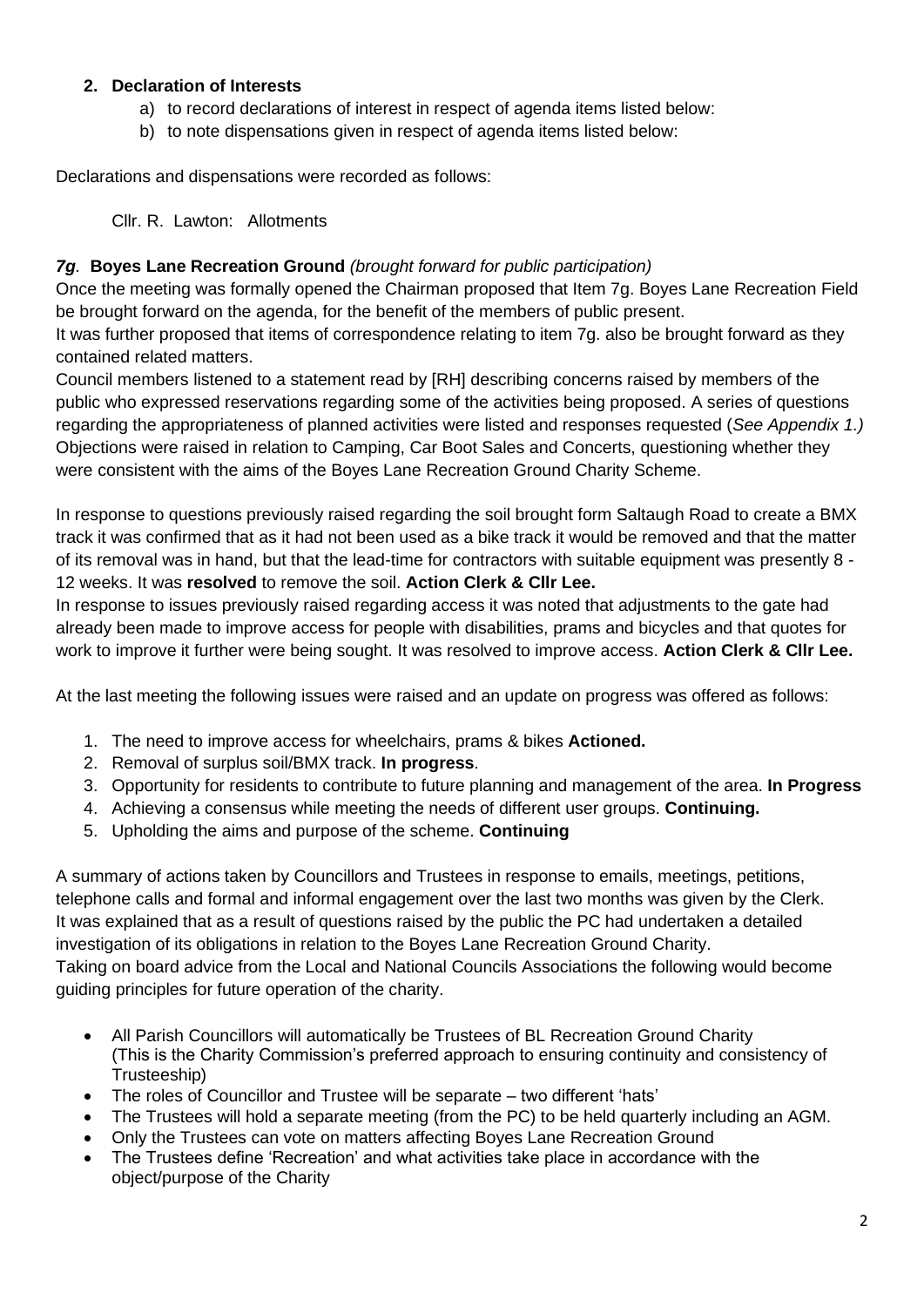2. **Declaration of Interests**
   a) to record declarations of interest in respect of agenda items listed below:
   b) to note dispensations given in respect of agenda items listed below:

Declarations and dispensations were recorded as follows:

Cllr. R. Lawton: Allotments

***7g*. Boyes Lane Recreation Ground** *(brought forward for public participation)*

Once the meeting was formally opened the Chairman proposed that Item 7g. Boyes Lane Recreation Field be brought forward on the agenda, for the benefit of the members of public present.
It was further proposed that items of correspondence relating to item 7g. also be brought forward as they contained related matters.
Council members listened to a statement read by [RH] describing concerns raised by members of the public who expressed reservations regarding some of the activities being proposed. A series of questions regarding the appropriateness of planned activities were listed and responses requested (*See Appendix 1.)*
Objections were raised in relation to Camping, Car Boot Sales and Concerts, questioning whether they were consistent with the aims of the Boyes Lane Recreation Ground Charity Scheme.

In response to questions previously raised regarding the soil brought form Saltaugh Road to create a BMX track it was confirmed that as it had not been used as a bike track it would be removed and that the matter of its removal was in hand, but that the lead-time for contractors with suitable equipment was presently 8 - 12 weeks. It was **resolved** to remove the soil. **Action Clerk & Cllr Lee.**
In response to issues previously raised regarding access it was noted that adjustments to the gate had already been made to improve access for people with disabilities, prams and bicycles and that quotes for work to improve it further were being sought. It was resolved to improve access. **Action Clerk & Cllr Lee.**

At the last meeting the following issues were raised and an update on progress was offered as follows:

1. The need to improve access for wheelchairs, prams & bikes **Actioned.**
2. Removal of surplus soil/BMX track. **In progress**.
3. Opportunity for residents to contribute to future planning and management of the area. **In Progress**
4. Achieving a consensus while meeting the needs of different user groups. **Continuing.**
5. Upholding the aims and purpose of the scheme. **Continuing**

A summary of actions taken by Councillors and Trustees in response to emails, meetings, petitions, telephone calls and formal and informal engagement over the last two months was given by the Clerk.
It was explained that as a result of questions raised by the public the PC had undertaken a detailed investigation of its obligations in relation to the Boyes Lane Recreation Ground Charity.
Taking on board advice from the Local and National Councils Associations the following would become guiding principles for future operation of the charity.

- All Parish Councillors will automatically be Trustees of BL Recreation Ground Charity (This is the Charity Commission's preferred approach to ensuring continuity and consistency of Trusteeship)
- The roles of Councillor and Trustee will be separate – two different 'hats'
- The Trustees will hold a separate meeting (from the PC) to be held quarterly including an AGM.
- Only the Trustees can vote on matters affecting Boyes Lane Recreation Ground
- The Trustees define 'Recreation' and what activities take place in accordance with the object/purpose of the Charity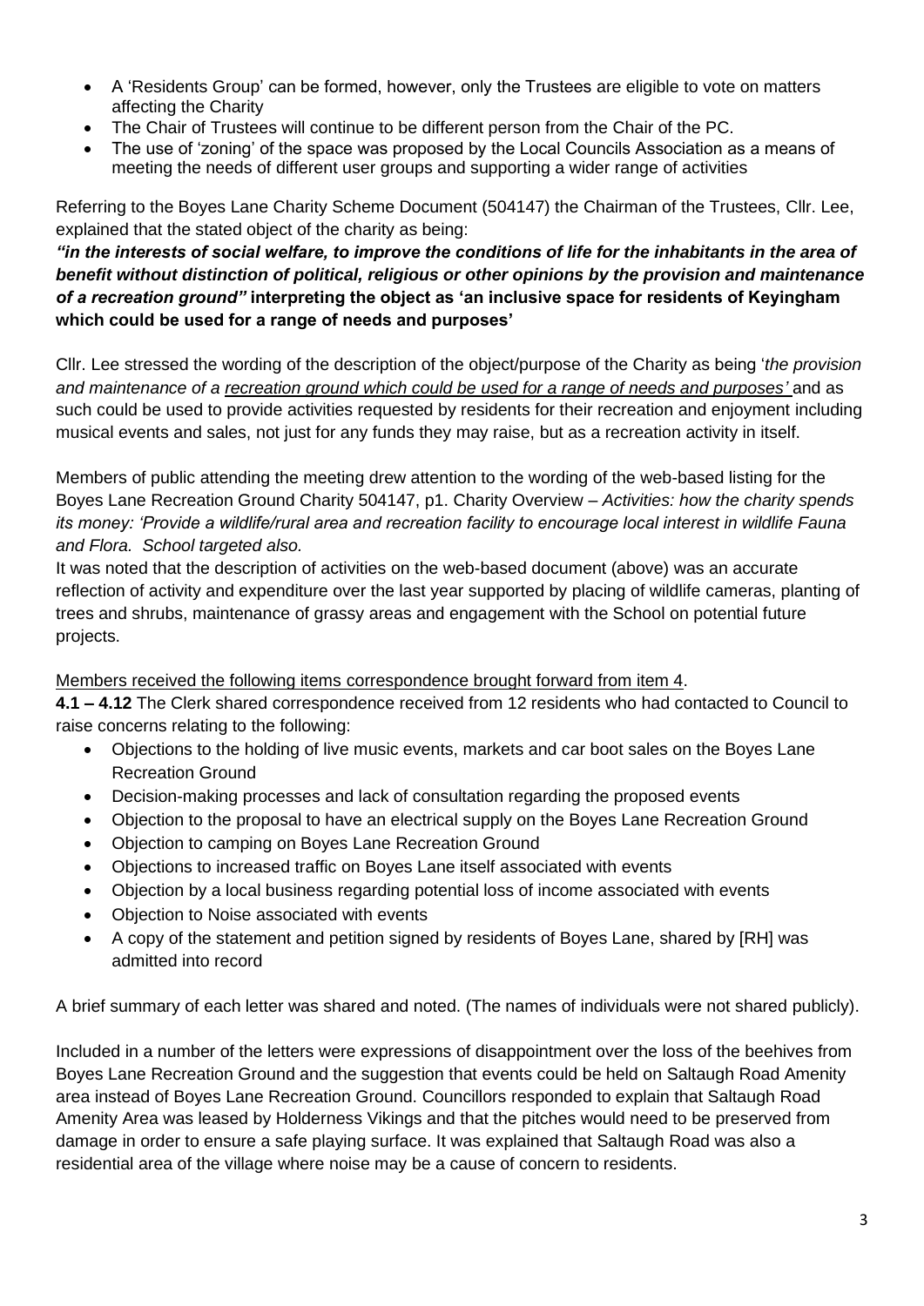- A 'Residents Group' can be formed, however, only the Trustees are eligible to vote on matters affecting the Charity
- The Chair of Trustees will continue to be different person from the Chair of the PC.
- The use of 'zoning' of the space was proposed by the Local Councils Association as a means of meeting the needs of different user groups and supporting a wider range of activities

Referring to the Boyes Lane Charity Scheme Document (504147) the Chairman of the Trustees, Cllr. Lee, explained that the stated object of the charity as being:

***"in the interests of social welfare, to improve the conditions of life for the inhabitants in the area of benefit without distinction of political, religious or other opinions by the provision and maintenance of a recreation ground"* interpreting the object as 'an inclusive space for residents of Keyingham which could be used for a range of needs and purposes'**

Cllr. Lee stressed the wording of the description of the object/purpose of the Charity as being '*the provision and maintenance of a recreation ground which could be used for a range of needs and purposes'* and as such could be used to provide activities requested by residents for their recreation and enjoyment including musical events and sales, not just for any funds they may raise, but as a recreation activity in itself.

Members of public attending the meeting drew attention to the wording of the web-based listing for the Boyes Lane Recreation Ground Charity 504147, p1. Charity Overview – *Activities: how the charity spends its money: 'Provide a wildlife/rural area and recreation facility to encourage local interest in wildlife Fauna and Flora. School targeted also.*

It was noted that the description of activities on the web-based document (above) was an accurate reflection of activity and expenditure over the last year supported by placing of wildlife cameras, planting of trees and shrubs, maintenance of grassy areas and engagement with the School on potential future projects.

Members received the following items correspondence brought forward from item 4.

**4.1 – 4.12** The Clerk shared correspondence received from 12 residents who had contacted to Council to raise concerns relating to the following:

- Objections to the holding of live music events, markets and car boot sales on the Boyes Lane Recreation Ground
- Decision-making processes and lack of consultation regarding the proposed events
- Objection to the proposal to have an electrical supply on the Boyes Lane Recreation Ground
- Objection to camping on Boyes Lane Recreation Ground
- Objections to increased traffic on Boyes Lane itself associated with events
- Objection by a local business regarding potential loss of income associated with events
- Objection to Noise associated with events
- A copy of the statement and petition signed by residents of Boyes Lane, shared by [RH] was admitted into record

A brief summary of each letter was shared and noted. (The names of individuals were not shared publicly).

Included in a number of the letters were expressions of disappointment over the loss of the beehives from Boyes Lane Recreation Ground and the suggestion that events could be held on Saltaugh Road Amenity area instead of Boyes Lane Recreation Ground. Councillors responded to explain that Saltaugh Road Amenity Area was leased by Holderness Vikings and that the pitches would need to be preserved from damage in order to ensure a safe playing surface. It was explained that Saltaugh Road was also a residential area of the village where noise may be a cause of concern to residents.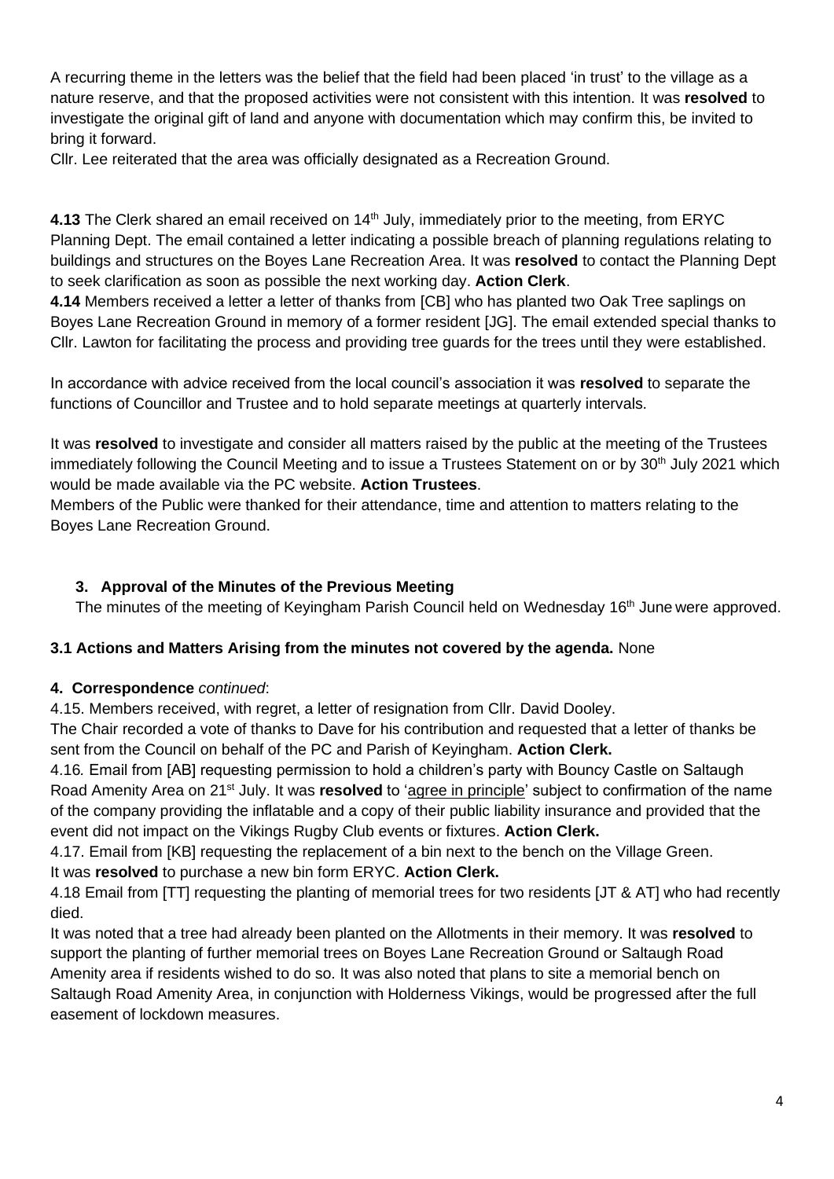A recurring theme in the letters was the belief that the field had been placed 'in trust' to the village as a nature reserve, and that the proposed activities were not consistent with this intention. It was **resolved** to investigate the original gift of land and anyone with documentation which may confirm this, be invited to bring it forward.

Cllr. Lee reiterated that the area was officially designated as a Recreation Ground.

**4.13** The Clerk shared an email received on 14th July, immediately prior to the meeting, from ERYC Planning Dept. The email contained a letter indicating a possible breach of planning regulations relating to buildings and structures on the Boyes Lane Recreation Area. It was **resolved** to contact the Planning Dept to seek clarification as soon as possible the next working day. **Action Clerk**.

**4.14** Members received a letter a letter of thanks from [CB] who has planted two Oak Tree saplings on Boyes Lane Recreation Ground in memory of a former resident [JG]. The email extended special thanks to Cllr. Lawton for facilitating the process and providing tree guards for the trees until they were established.

In accordance with advice received from the local council's association it was **resolved** to separate the functions of Councillor and Trustee and to hold separate meetings at quarterly intervals.

It was **resolved** to investigate and consider all matters raised by the public at the meeting of the Trustees immediately following the Council Meeting and to issue a Trustees Statement on or by 30th July 2021 which would be made available via the PC website. **Action Trustees**.

Members of the Public were thanked for their attendance, time and attention to matters relating to the Boyes Lane Recreation Ground.

### 3. Approval of the Minutes of the Previous Meeting

The minutes of the meeting of Keyingham Parish Council held on Wednesday 16th June were approved.

**3.1 Actions and Matters Arising from the minutes not covered by the agenda.** None

**4. Correspondence** *continued*:

4.15. Members received, with regret, a letter of resignation from Cllr. David Dooley.

The Chair recorded a vote of thanks to Dave for his contribution and requested that a letter of thanks be sent from the Council on behalf of the PC and Parish of Keyingham. **Action Clerk.**

4.16*.* Email from [AB] requesting permission to hold a children's party with Bouncy Castle on Saltaugh Road Amenity Area on 21st July. It was **resolved** to 'agree in principle' subject to confirmation of the name of the company providing the inflatable and a copy of their public liability insurance and provided that the event did not impact on the Vikings Rugby Club events or fixtures. **Action Clerk.**

4.17. Email from [KB] requesting the replacement of a bin next to the bench on the Village Green.

It was **resolved** to purchase a new bin form ERYC. **Action Clerk.**

4.18 Email from [TT] requesting the planting of memorial trees for two residents [JT & AT] who had recently died.

It was noted that a tree had already been planted on the Allotments in their memory. It was **resolved** to support the planting of further memorial trees on Boyes Lane Recreation Ground or Saltaugh Road Amenity area if residents wished to do so. It was also noted that plans to site a memorial bench on Saltaugh Road Amenity Area, in conjunction with Holderness Vikings, would be progressed after the full easement of lockdown measures.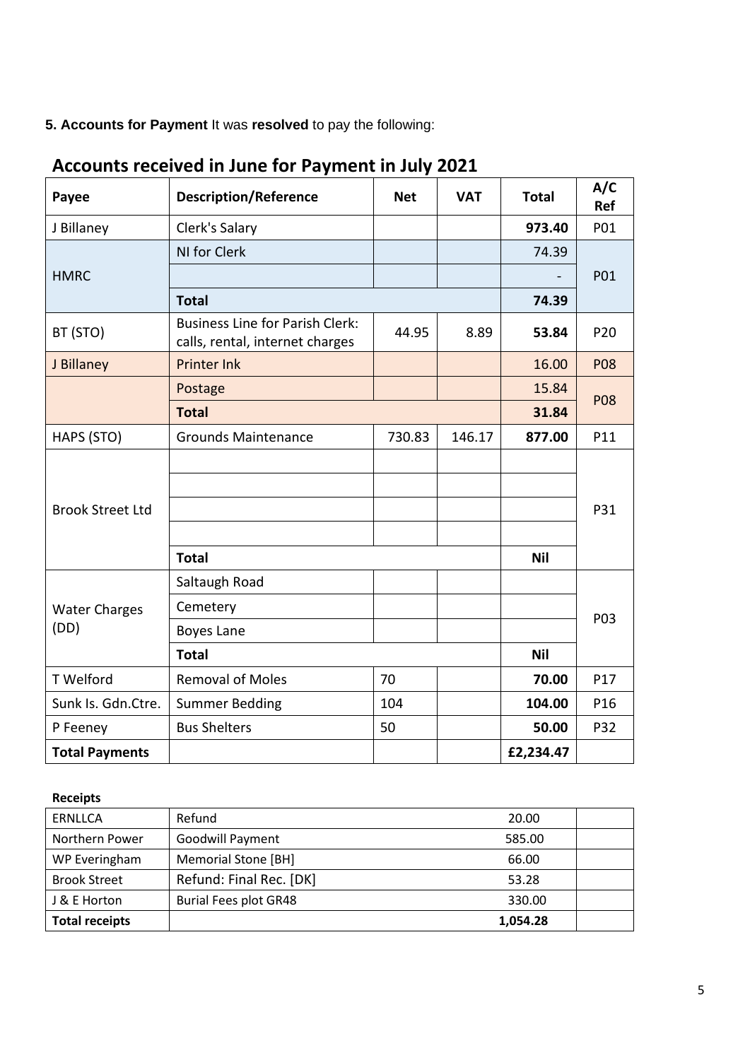**5. Accounts for Payment** It was **resolved** to pay the following:

## Accounts received in June for Payment in July 2021

| Payee | Description/Reference | Net | VAT | Total | A/C Ref |
|---|---|---|---|---|---|
| J Billaney | Clerk's Salary | | | **973.40** | P01 |
| HMRC | NI for Clerk | | | 74.39 | P01 |
| | | | | - | |
| | **Total** | | | **74.39** | |
| BT (STO) | Business Line for Parish Clerk: calls, rental, internet charges | 44.95 | 8.89 | **53.84** | P20 |
| J Billaney | Printer Ink | | | 16.00 | P08 |
| | Postage | | | 15.84 | P08 |
| | **Total** | | | **31.84** | |
| HAPS (STO) | Grounds Maintenance | 730.83 | 146.17 | **877.00** | P11 |
| Brook Street Ltd | | | | | P31 |
| | | | | | |
| | | | | | |
| | | | | | |
| | **Total** | | | **Nil** | |
| Water Charges (DD) | Saltaugh Road | | | | P03 |
| | Cemetery | | | | |
| | Boyes Lane | | | | |
| | **Total** | | | **Nil** | |
| T Welford | Removal of Moles | 70 | | **70.00** | P17 |
| Sunk Is. Gdn.Ctre. | Summer Bedding | 104 | | **104.00** | P16 |
| P Feeney | Bus Shelters | 50 | | **50.00** | P32 |
| **Total Payments** | | | | **£2,234.47** | |

**Receipts**

| | | | |
|---|---|---|---|
| ERNLLCA | Refund | 20.00 | |
| Northern Power | Goodwill Payment | 585.00 | |
| WP Everingham | Memorial Stone [BH] | 66.00 | |
| Brook Street | Refund: Final Rec. [DK] | 53.28 | |
| J & E Horton | Burial Fees plot GR48 | 330.00 | |
| **Total receipts** | | **1,054.28** | |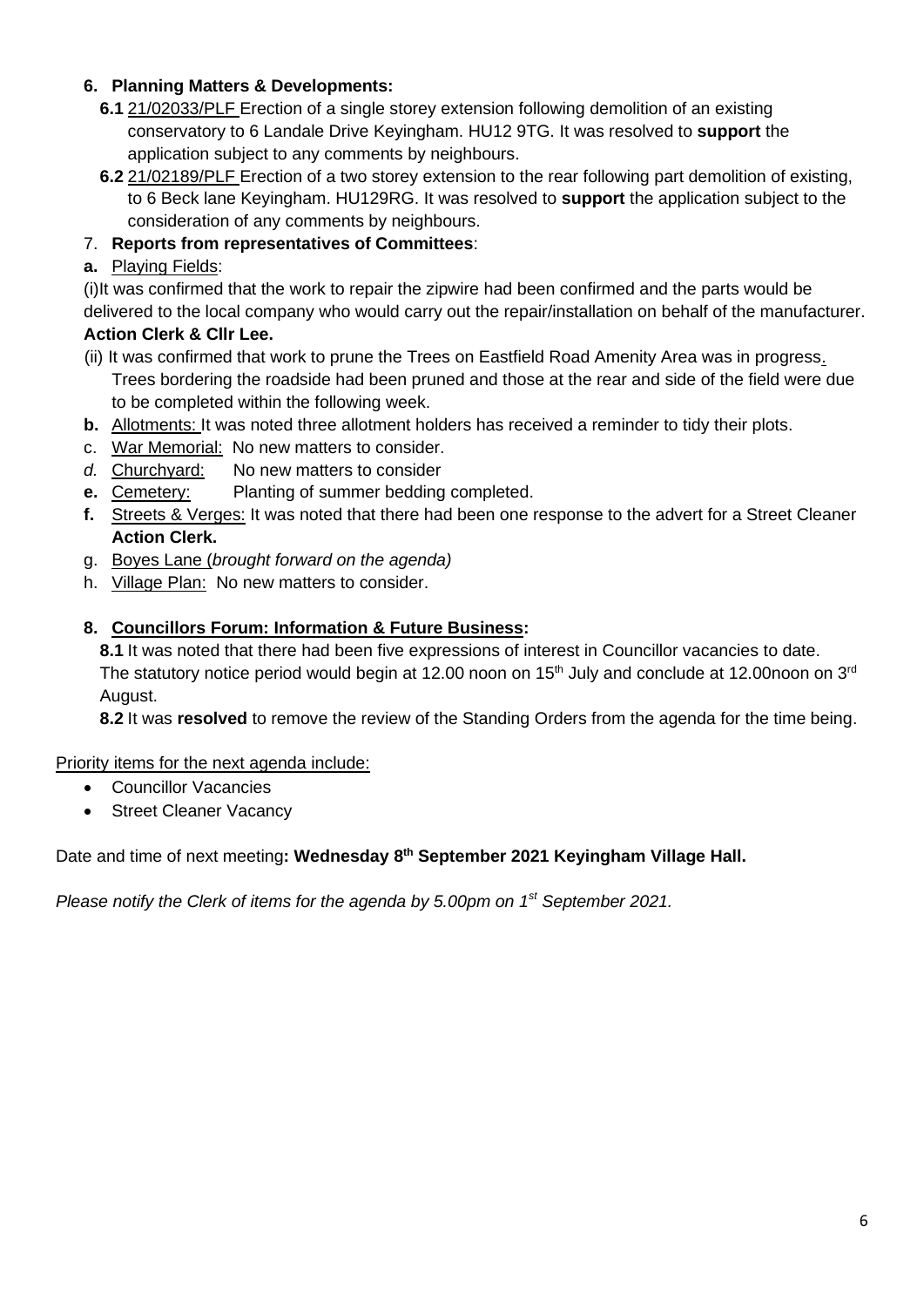6. **Planning Matters & Developments:**

   **6.1** 21/02033/PLF Erection of a single storey extension following demolition of an existing conservatory to 6 Landale Drive Keyingham. HU12 9TG. It was resolved to **support** the application subject to any comments by neighbours.

   **6.2** 21/02189/PLF Erection of a two storey extension to the rear following part demolition of existing, to 6 Beck lane Keyingham. HU129RG. It was resolved to **support** the application subject to the consideration of any comments by neighbours.

7. **Reports from representatives of Committees**:

**a.** Playing Fields:

(i)It was confirmed that the work to repair the zipwire had been confirmed and the parts would be delivered to the local company who would carry out the repair/installation on behalf of the manufacturer. **Action Clerk & Cllr Lee.**

(ii) It was confirmed that work to prune the Trees on Eastfield Road Amenity Area was in progress. Trees bordering the roadside had been pruned and those at the rear and side of the field were due to be completed within the following week.

**b.** Allotments: It was noted three allotment holders has received a reminder to tidy their plots.

c. War Memorial: No new matters to consider.

*d.* Churchyard: No new matters to consider

**e.** Cemetery: Planting of summer bedding completed.

**f.** Streets & Verges: It was noted that there had been one response to the advert for a Street Cleaner **Action Clerk.**

g. Boyes Lane (*brought forward on the agenda)*

h. Village Plan: No new matters to consider.

8. **Councillors Forum: Information & Future Business:**

   **8.1** It was noted that there had been five expressions of interest in Councillor vacancies to date. The statutory notice period would begin at 12.00 noon on 15th July and conclude at 12.00noon on 3rd August.

   **8.2** It was **resolved** to remove the review of the Standing Orders from the agenda for the time being.

Priority items for the next agenda include:

- Councillor Vacancies
- Street Cleaner Vacancy

Date and time of next meeting**: Wednesday 8th September 2021 Keyingham Village Hall.**

*Please notify the Clerk of items for the agenda by 5.00pm on 1st September 2021.*